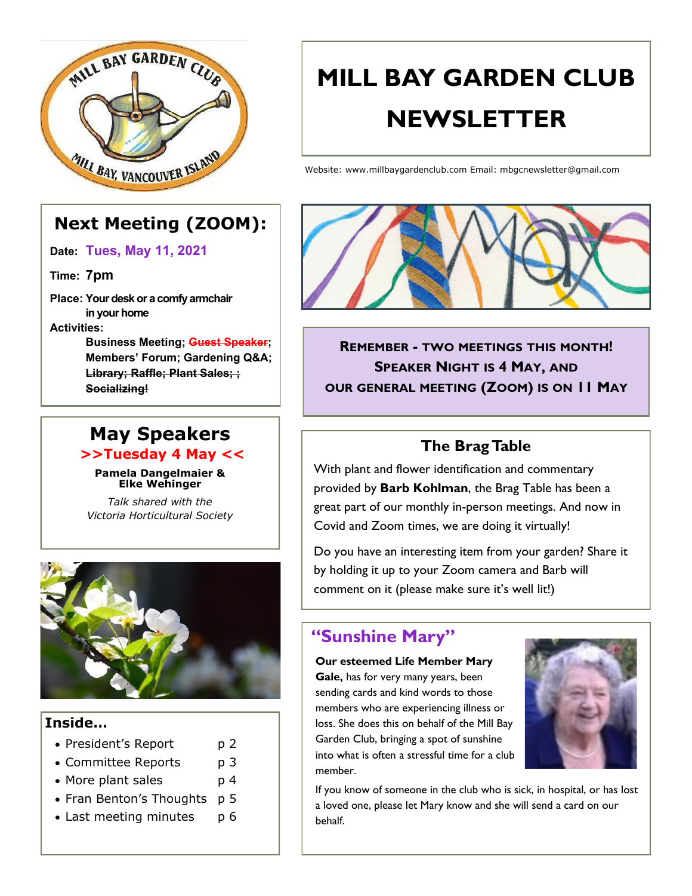# MILL BAY GARDEN CLUB NEWSLETTER

Website: www.millbaygardenclub.com Email: mbgcnewsletter@gmail.com

## Next Meeting (ZOOM):

**Date:** Tues, May 11, 2021

**Time:** 7pm

**Place:** Your desk or a comfy armchair in your home

**Activities:**

**Business Meeting; ~~Guest Speaker~~; Members' Forum; Gardening Q&A; ~~Library; Raffle; Plant Sales; ; Socializing!~~**

## May Speakers

**>>Tuesday 4 May <<**

**Pamela Dangelmaier & Elke Wehinger**

*Talk shared with the Victoria Horticultural Society*

### Inside…

- President's Report p 2
- Committee Reports p 3
- More plant sales p 4
- Fran Benton's Thoughts p 5
- Last meeting minutes p 6

**REMEMBER - TWO MEETINGS THIS MONTH! SPEAKER NIGHT IS 4 MAY, AND OUR GENERAL MEETING (ZOOM) IS ON 11 MAY**

## The Brag Table

With plant and flower identification and commentary provided by **Barb Kohlman**, the Brag Table has been a great part of our monthly in-person meetings. And now in Covid and Zoom times, we are doing it virtually!

Do you have an interesting item from your garden? Share it by holding it up to your Zoom camera and Barb will comment on it (please make sure it's well lit!)

## "Sunshine Mary"

**Our esteemed Life Member Mary Gale,** has for very many years, been sending cards and kind words to those members who are experiencing illness or loss. She does this on behalf of the Mill Bay Garden Club, bringing a spot of sunshine into what is often a stressful time for a club member.

If you know of someone in the club who is sick, in hospital, or has lost a loved one, please let Mary know and she will send a card on our behalf.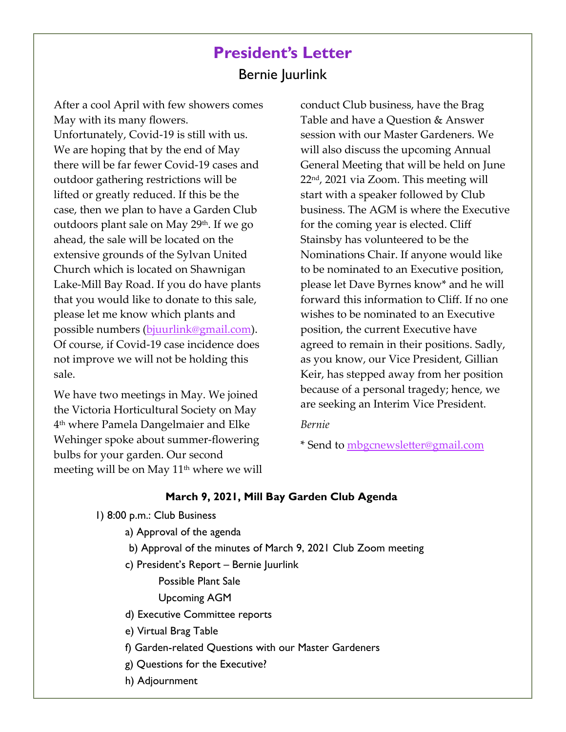# President's Letter

## Bernie Juurlink

After a cool April with few showers comes May with its many flowers. Unfortunately, Covid-19 is still with us. We are hoping that by the end of May there will be far fewer Covid-19 cases and outdoor gathering restrictions will be lifted or greatly reduced. If this be the case, then we plan to have a Garden Club outdoors plant sale on May 29th. If we go ahead, the sale will be located on the extensive grounds of the Sylvan United Church which is located on Shawnigan Lake-Mill Bay Road. If you do have plants that you would like to donate to this sale, please let me know which plants and possible numbers (bjuurlink@gmail.com). Of course, if Covid-19 case incidence does not improve we will not be holding this sale.

We have two meetings in May. We joined the Victoria Horticultural Society on May 4th where Pamela Dangelmaier and Elke Wehinger spoke about summer-flowering bulbs for your garden. Our second meeting will be on May 11th where we will conduct Club business, have the Brag Table and have a Question & Answer session with our Master Gardeners. We will also discuss the upcoming Annual General Meeting that will be held on June 22nd, 2021 via Zoom. This meeting will start with a speaker followed by Club business. The AGM is where the Executive for the coming year is elected. Cliff Stainsby has volunteered to be the Nominations Chair. If anyone would like to be nominated to an Executive position, please let Dave Byrnes know* and he will forward this information to Cliff. If no one wishes to be nominated to an Executive position, the current Executive have agreed to remain in their positions. Sadly, as you know, our Vice President, Gillian Keir, has stepped away from her position because of a personal tragedy; hence, we are seeking an Interim Vice President.

*Bernie*

* Send to mbgcnewsletter@gmail.com

**March 9, 2021, Mill Bay Garden Club Agenda**

1) 8:00 p.m.: Club Business
   - a) Approval of the agenda
   - b) Approval of the minutes of March 9, 2021 Club Zoom meeting
   - c) President's Report – Bernie Juurlink
     - Possible Plant Sale
     - Upcoming AGM
   - d) Executive Committee reports
   - e) Virtual Brag Table
   - f) Garden-related Questions with our Master Gardeners
   - g) Questions for the Executive?
   - h) Adjournment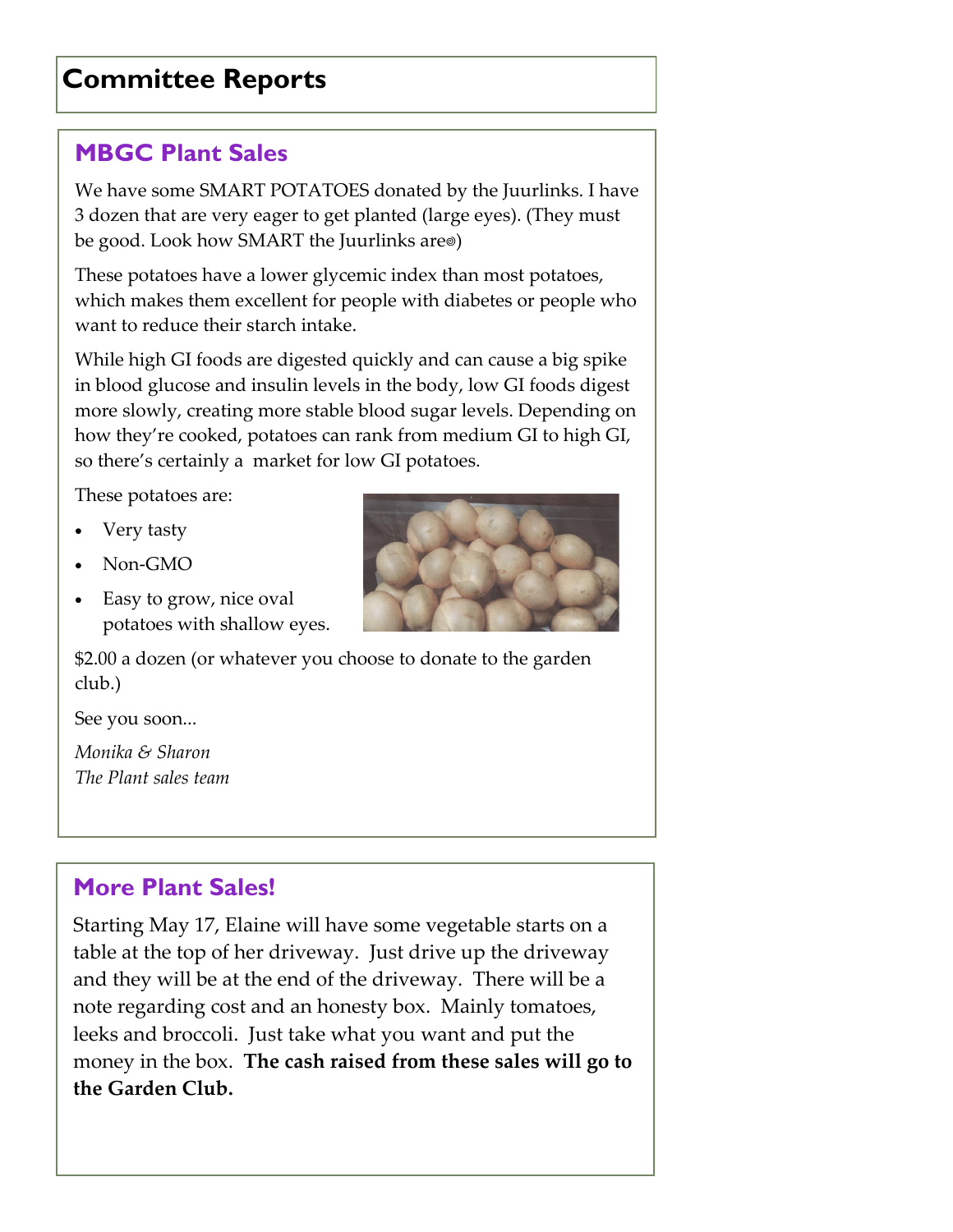# Committee Reports

## MBGC Plant Sales

We have some SMART POTATOES donated by the Juurlinks. I have 3 dozen that are very eager to get planted (large eyes). (They must be good. Look how SMART the Juurlinks are☺)

These potatoes have a lower glycemic index than most potatoes, which makes them excellent for people with diabetes or people who want to reduce their starch intake.

While high GI foods are digested quickly and can cause a big spike in blood glucose and insulin levels in the body, low GI foods digest more slowly, creating more stable blood sugar levels. Depending on how they're cooked, potatoes can rank from medium GI to high GI, so there's certainly a market for low GI potatoes.

These potatoes are:

- Very tasty
- Non-GMO
- Easy to grow, nice oval potatoes with shallow eyes.

$2.00 a dozen (or whatever you choose to donate to the garden club.)

See you soon...

*Monika & Sharon*
*The Plant sales team*

## More Plant Sales!

Starting May 17, Elaine will have some vegetable starts on a table at the top of her driveway. Just drive up the driveway and they will be at the end of the driveway. There will be a note regarding cost and an honesty box. Mainly tomatoes, leeks and broccoli. Just take what you want and put the money in the box. **The cash raised from these sales will go to the Garden Club.**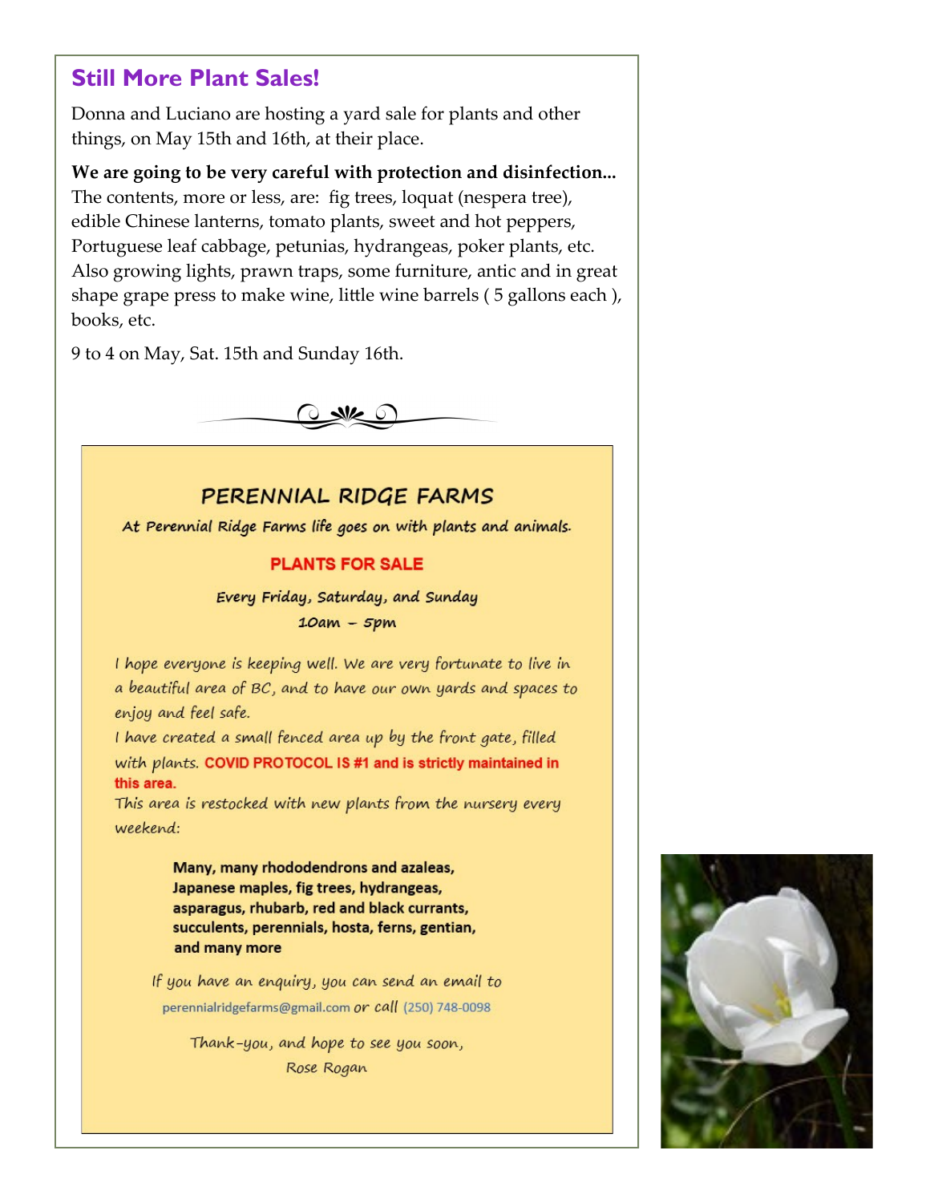## Still More Plant Sales!

Donna and Luciano are hosting a yard sale for plants and other things, on May 15th and 16th, at their place.

**We are going to be very careful with protection and disinfection...** The contents, more or less, are: fig trees, loquat (nespera tree), edible Chinese lanterns, tomato plants, sweet and hot peppers, Portuguese leaf cabbage, petunias, hydrangeas, poker plants, etc. Also growing lights, prawn traps, some furniture, antic and in great shape grape press to make wine, little wine barrels ( 5 gallons each ), books, etc.

9 to 4 on May, Sat. 15th and Sunday 16th.

---

### PERENNIAL RIDGE FARMS

At Perennial Ridge Farms life goes on with plants and animals.

**PLANTS FOR SALE**

Every Friday, Saturday, and Sunday
10am – 5pm

I hope everyone is keeping well. We are very fortunate to live in a beautiful area of BC, and to have our own yards and spaces to enjoy and feel safe.
I have created a small fenced area up by the front gate, filled with plants. **COVID PROTOCOL IS #1 and is strictly maintained in this area.**
This area is restocked with new plants from the nursery every weekend:

**Many, many rhododendrons and azaleas, Japanese maples, fig trees, hydrangeas, asparagus, rhubarb, red and black currants, succulents, perennials, hosta, ferns, gentian, and many more**

If you have an enquiry, you can send an email to perennialridgefarms@gmail.com or call (250) 748-0098

Thank-you, and hope to see you soon,
Rose Rogan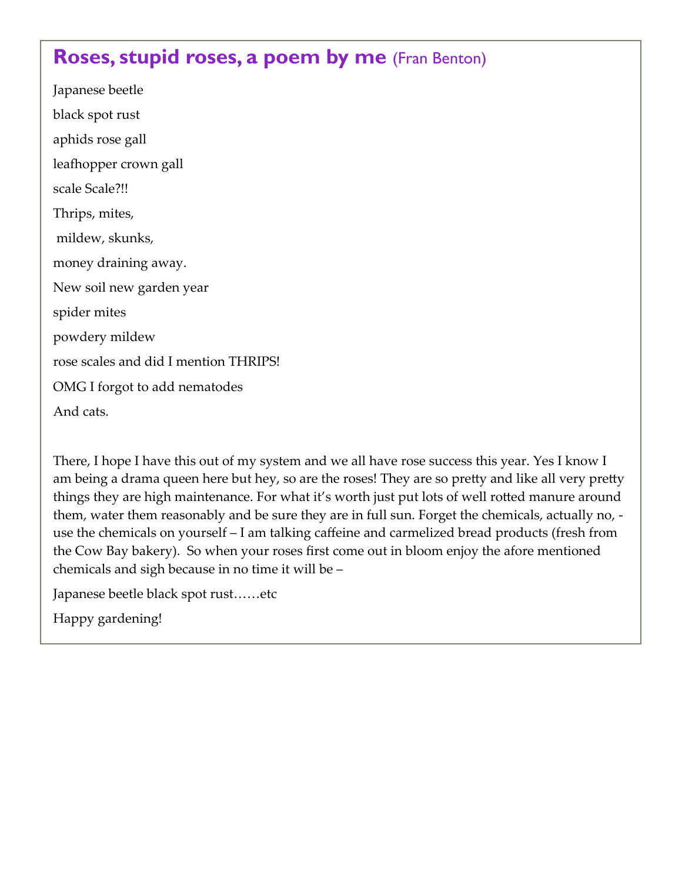## Roses, stupid roses, a poem by me (Fran Benton)

Japanese beetle

black spot rust

aphids rose gall

leafhopper crown gall

scale Scale?!!

Thrips, mites,

mildew, skunks,

money draining away.

New soil new garden year

spider mites

powdery mildew

rose scales and did I mention THRIPS!

OMG I forgot to add nematodes

And cats.

There, I hope I have this out of my system and we all have rose success this year. Yes I know I am being a drama queen here but hey, so are the roses! They are so pretty and like all very pretty things they are high maintenance. For what it's worth just put lots of well rotted manure around them, water them reasonably and be sure they are in full sun. Forget the chemicals, actually no, - use the chemicals on yourself – I am talking caffeine and carmelized bread products (fresh from the Cow Bay bakery). So when your roses first come out in bloom enjoy the afore mentioned chemicals and sigh because in no time it will be –

Japanese beetle black spot rust……etc

Happy gardening!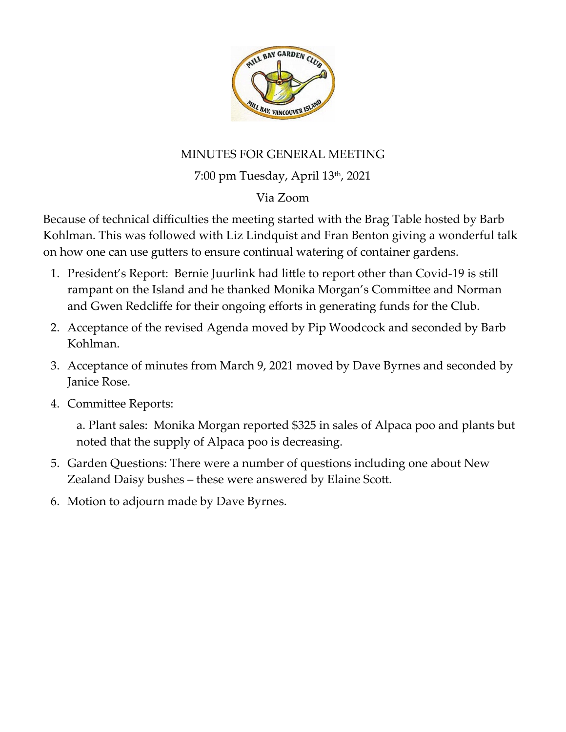MINUTES FOR GENERAL MEETING

7:00 pm Tuesday, April 13th, 2021

Via Zoom

Because of technical difficulties the meeting started with the Brag Table hosted by Barb Kohlman. This was followed with Liz Lindquist and Fran Benton giving a wonderful talk on how one can use gutters to ensure continual watering of container gardens.

1. President's Report: Bernie Juurlink had little to report other than Covid-19 is still rampant on the Island and he thanked Monika Morgan's Committee and Norman and Gwen Redcliffe for their ongoing efforts in generating funds for the Club.
2. Acceptance of the revised Agenda moved by Pip Woodcock and seconded by Barb Kohlman.
3. Acceptance of minutes from March 9, 2021 moved by Dave Byrnes and seconded by Janice Rose.
4. Committee Reports:

   a. Plant sales: Monika Morgan reported $325 in sales of Alpaca poo and plants but noted that the supply of Alpaca poo is decreasing.
5. Garden Questions: There were a number of questions including one about New Zealand Daisy bushes – these were answered by Elaine Scott.
6. Motion to adjourn made by Dave Byrnes.